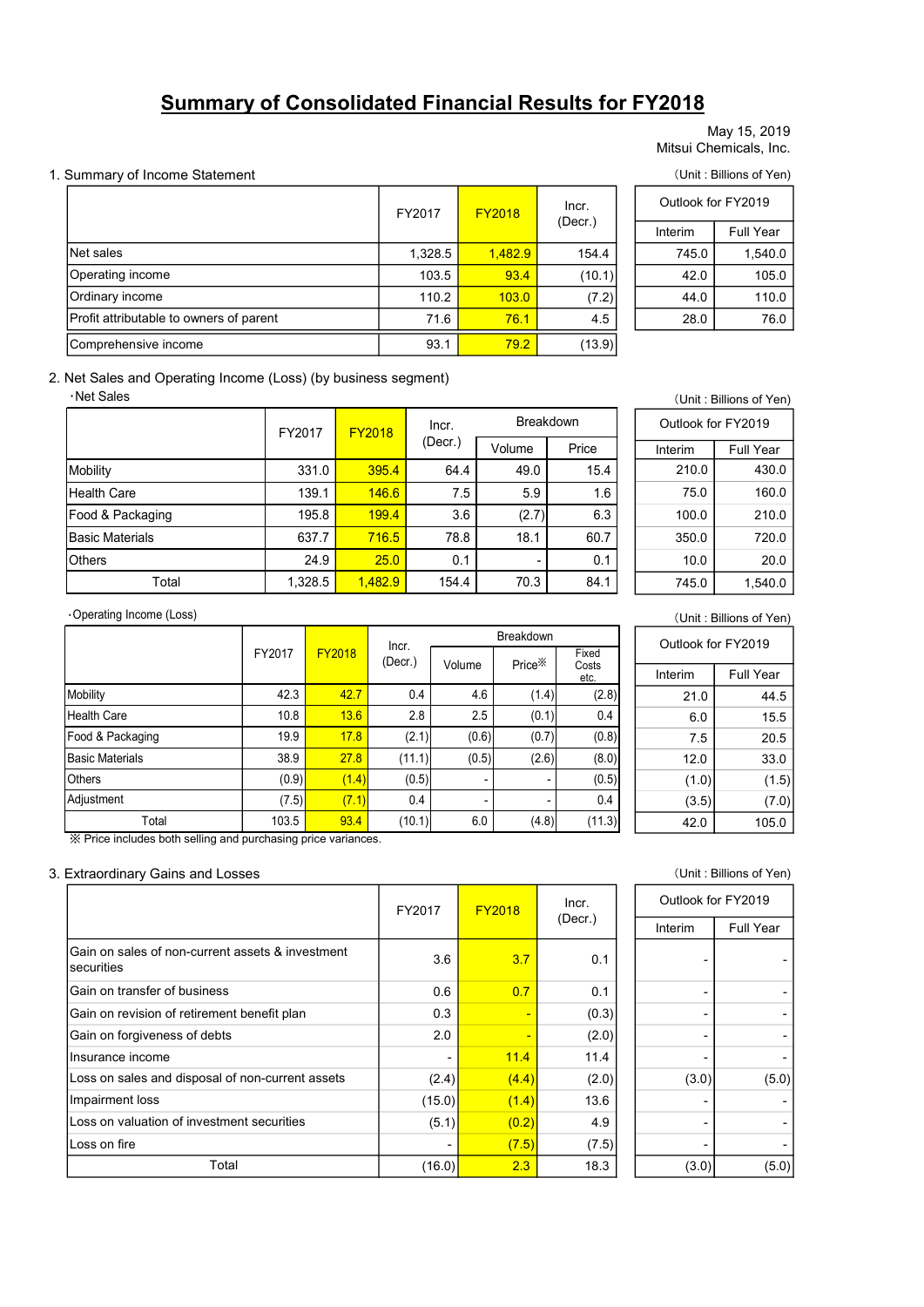# Summary of Consolidated Financial Results for FY2018

May 15, 2019
Mitsui Chemicals, Inc.

## 1. Summary of Income Statement

(Unit : Billions of Yen)

| | FY2017 | FY2018 | Incr. (Decr.) | Outlook for FY2019 Interim | Outlook for FY2019 Full Year |
|---|---|---|---|---|---|
| Net sales | 1,328.5 | 1,482.9 | 154.4 | 745.0 | 1,540.0 |
| Operating income | 103.5 | 93.4 | (10.1) | 42.0 | 105.0 |
| Ordinary income | 110.2 | 103.0 | (7.2) | 44.0 | 110.0 |
| Profit attributable to owners of parent | 71.6 | 76.1 | 4.5 | 28.0 | 76.0 |
| Comprehensive income | 93.1 | 79.2 | (13.9) | | |

## 2. Net Sales and Operating Income (Loss) (by business segment)

・Net Sales

(Unit : Billions of Yen)

| | FY2017 | FY2018 | Incr. (Decr.) | Breakdown | | Outlook for FY2019 | |
|---|---|---|---|---|---|---|---|
| | | | | Volume | Price | Interim | Full Year |
| Mobility | 331.0 | 395.4 | 64.4 | 49.0 | 15.4 | 210.0 | 430.0 |
| Health Care | 139.1 | 146.6 | 7.5 | 5.9 | 1.6 | 75.0 | 160.0 |
| Food & Packaging | 195.8 | 199.4 | 3.6 | (2.7) | 6.3 | 100.0 | 210.0 |
| Basic Materials | 637.7 | 716.5 | 78.8 | 18.1 | 60.7 | 350.0 | 720.0 |
| Others | 24.9 | 25.0 | 0.1 | - | 0.1 | 10.0 | 20.0 |
| Total | 1,328.5 | 1,482.9 | 154.4 | 70.3 | 84.1 | 745.0 | 1,540.0 |

・Operating Income (Loss)

(Unit : Billions of Yen)

| | FY2017 | FY2018 | Incr. (Decr.) | Breakdown | | | Outlook for FY2019 | |
|---|---|---|---|---|---|---|---|---|
| | | | | Volume | Price※ | Fixed Costs etc. | Interim | Full Year |
| Mobility | 42.3 | 42.7 | 0.4 | 4.6 | (1.4) | (2.8) | 21.0 | 44.5 |
| Health Care | 10.8 | 13.6 | 2.8 | 2.5 | (0.1) | 0.4 | 6.0 | 15.5 |
| Food & Packaging | 19.9 | 17.8 | (2.1) | (0.6) | (0.7) | (0.8) | 7.5 | 20.5 |
| Basic Materials | 38.9 | 27.8 | (11.1) | (0.5) | (2.6) | (8.0) | 12.0 | 33.0 |
| Others | (0.9) | (1.4) | (0.5) | - | - | (0.5) | (1.0) | (1.5) |
| Adjustment | (7.5) | (7.1) | 0.4 | - | - | 0.4 | (3.5) | (7.0) |
| Total | 103.5 | 93.4 | (10.1) | 6.0 | (4.8) | (11.3) | 42.0 | 105.0 |

※ Price includes both selling and purchasing price variances.

## 3. Extraordinary Gains and Losses

(Unit : Billions of Yen)

| | FY2017 | FY2018 | Incr. (Decr.) | Outlook for FY2019 Interim | Outlook for FY2019 Full Year |
|---|---|---|---|---|---|
| Gain on sales of non-current assets & investment securities | 3.6 | 3.7 | 0.1 | - | - |
| Gain on transfer of business | 0.6 | 0.7 | 0.1 | - | - |
| Gain on revision of retirement benefit plan | 0.3 | - | (0.3) | - | - |
| Gain on forgiveness of debts | 2.0 | - | (2.0) | - | - |
| Insurance income | - | 11.4 | 11.4 | - | - |
| Loss on sales and disposal of non-current assets | (2.4) | (4.4) | (2.0) | (3.0) | (5.0) |
| Impairment loss | (15.0) | (1.4) | 13.6 | - | - |
| Loss on valuation of investment securities | (5.1) | (0.2) | 4.9 | - | - |
| Loss on fire | - | (7.5) | (7.5) | - | - |
| Total | (16.0) | 2.3 | 18.3 | (3.0) | (5.0) |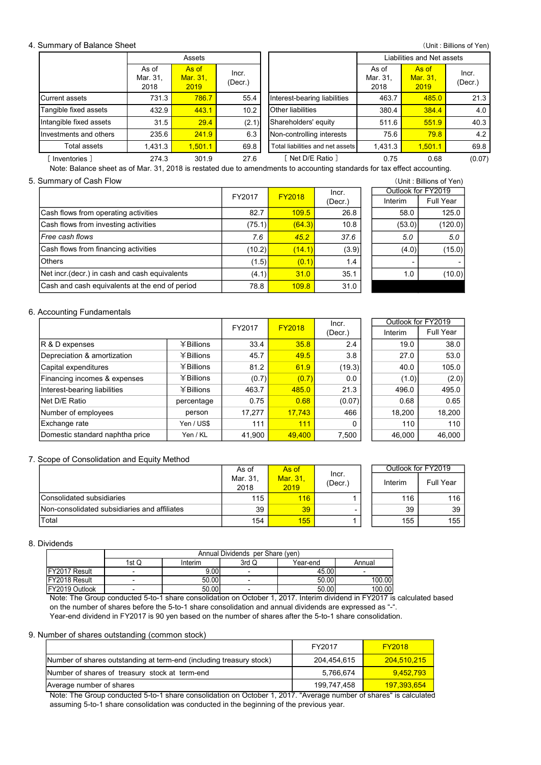## 4. Summary of Balance Sheet

(Unit : Billions of Yen)

| | Assets | | | | Liabilities and Net assets | | |
|---|---|---|---|---|---|---|---|
| | As of Mar. 31, 2018 | As of Mar. 31, 2019 | Incr. (Decr.) | | As of Mar. 31, 2018 | As of Mar. 31, 2019 | Incr. (Decr.) |
| Current assets | 731.3 | 786.7 | 55.4 | Interest-bearing liabilities | 463.7 | 485.0 | 21.3 |
| Tangible fixed assets | 432.9 | 443.1 | 10.2 | Other liabilities | 380.4 | 384.4 | 4.0 |
| Intangible fixed assets | 31.5 | 29.4 | (2.1) | Shareholders' equity | 511.6 | 551.9 | 40.3 |
| Investments and others | 235.6 | 241.9 | 6.3 | Non-controlling interests | 75.6 | 79.8 | 4.2 |
| Total assets | 1,431.3 | 1,501.1 | 69.8 | Total liabilities and net assets | 1,431.3 | 1,501.1 | 69.8 |
| [ Inventories ] | 274.3 | 301.9 | 27.6 | [ Net D/E Ratio ] | 0.75 | 0.68 | (0.07) |

Note: Balance sheet as of Mar. 31, 2018 is restated due to amendments to accounting standards for tax effect accounting.

## 5. Summary of Cash Flow

(Unit : Billions of Yen)

| | FY2017 | FY2018 | Incr. (Decr.) | Outlook for FY2019 Interim | Outlook for FY2019 Full Year |
|---|---|---|---|---|---|
| Cash flows from operating activities | 82.7 | 109.5 | 26.8 | 58.0 | 125.0 |
| Cash flows from investing activities | (75.1) | (64.3) | 10.8 | (53.0) | (120.0) |
| *Free cash flows* | *7.6* | *45.2* | *37.6* | *5.0* | *5.0* |
| Cash flows from financing activities | (10.2) | (14.1) | (3.9) | (4.0) | (15.0) |
| Others | (1.5) | (0.1) | 1.4 | - | - |
| Net incr.(decr.) in cash and cash equivalents | (4.1) | 31.0 | 35.1 | 1.0 | (10.0) |
| Cash and cash equivalents at the end of period | 78.8 | 109.8 | 31.0 | | |

## 6. Accounting Fundamentals

| | | FY2017 | FY2018 | Incr. (Decr.) | Outlook for FY2019 Interim | Outlook for FY2019 Full Year |
|---|---|---|---|---|---|---|
| R & D expenses | ¥Billions | 33.4 | 35.8 | 2.4 | 19.0 | 38.0 |
| Depreciation & amortization | ¥Billions | 45.7 | 49.5 | 3.8 | 27.0 | 53.0 |
| Capital expenditures | ¥Billions | 81.2 | 61.9 | (19.3) | 40.0 | 105.0 |
| Financing incomes & expenses | ¥Billions | (0.7) | (0.7) | 0.0 | (1.0) | (2.0) |
| Interest-bearing liabilities | ¥Billions | 463.7 | 485.0 | 21.3 | 496.0 | 495.0 |
| Net D/E Ratio | percentage | 0.75 | 0.68 | (0.07) | 0.68 | 0.65 |
| Number of employees | person | 17,277 | 17,743 | 466 | 18,200 | 18,200 |
| Exchange rate | Yen / US$ | 111 | 111 | 0 | 110 | 110 |
| Domestic standard naphtha price | Yen / KL | 41,900 | 49,400 | 7,500 | 46,000 | 46,000 |

## 7. Scope of Consolidation and Equity Method

| | As of Mar. 31, 2018 | As of Mar. 31, 2019 | Incr. (Decr.) | Outlook for FY2019 Interim | Outlook for FY2019 Full Year |
|---|---|---|---|---|---|
| Consolidated subsidiaries | 115 | 116 | 1 | 116 | 116 |
| Non-consolidated subsidiaries and affiliates | 39 | 39 | - | 39 | 39 |
| Total | 154 | 155 | 1 | 155 | 155 |

## 8. Dividends

| | Annual Dividends per Share (yen) | | | | |
|---|---|---|---|---|---|
| | 1st Q | Interim | 3rd Q | Year-end | Annual |
| FY2017 Result | - | 9.00 | - | 45.00 | - |
| FY2018 Result | - | 50.00 | - | 50.00 | 100.00 |
| FY2019 Outlook | - | 50.00 | - | 50.00 | 100.00 |

Note: The Group conducted 5-to-1 share consolidation on October 1, 2017. Interim dividend in FY2017 is calculated based on the number of shares before the 5-to-1 share consolidation and annual dividends are expressed as "-".
Year-end dividend in FY2017 is 90 yen based on the number of shares after the 5-to-1 share consolidation.

## 9. Number of shares outstanding (common stock)

| | FY2017 | FY2018 |
|---|---|---|
| Number of shares outstanding at term-end (including treasury stock) | 204,454,615 | 204,510,215 |
| Number of shares of treasury stock at term-end | 5,766,674 | 9,452,793 |
| Average number of shares | 199,747,458 | 197,393,654 |

Note: The Group conducted 5-to-1 share consolidation on October 1, 2017. "Average number of shares" is calculated assuming 5-to-1 share consolidation was conducted in the beginning of the previous year.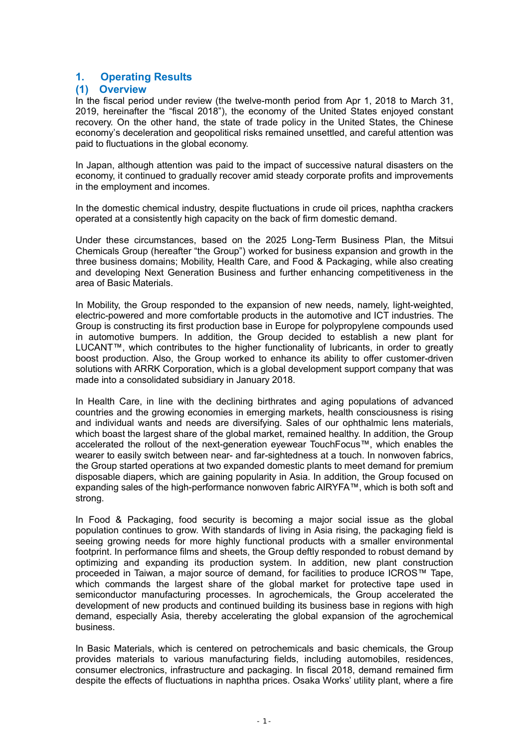## 1. Operating Results

### (1) Overview

In the fiscal period under review (the twelve-month period from Apr 1, 2018 to March 31, 2019, hereinafter the "fiscal 2018"), the economy of the United States enjoyed constant recovery. On the other hand, the state of trade policy in the United States, the Chinese economy's deceleration and geopolitical risks remained unsettled, and careful attention was paid to fluctuations in the global economy.

In Japan, although attention was paid to the impact of successive natural disasters on the economy, it continued to gradually recover amid steady corporate profits and improvements in the employment and incomes.

In the domestic chemical industry, despite fluctuations in crude oil prices, naphtha crackers operated at a consistently high capacity on the back of firm domestic demand.

Under these circumstances, based on the 2025 Long-Term Business Plan, the Mitsui Chemicals Group (hereafter "the Group") worked for business expansion and growth in the three business domains; Mobility, Health Care, and Food & Packaging, while also creating and developing Next Generation Business and further enhancing competitiveness in the area of Basic Materials.

In Mobility, the Group responded to the expansion of new needs, namely, light-weighted, electric-powered and more comfortable products in the automotive and ICT industries. The Group is constructing its first production base in Europe for polypropylene compounds used in automotive bumpers. In addition, the Group decided to establish a new plant for LUCANT™, which contributes to the higher functionality of lubricants, in order to greatly boost production. Also, the Group worked to enhance its ability to offer customer-driven solutions with ARRK Corporation, which is a global development support company that was made into a consolidated subsidiary in January 2018.

In Health Care, in line with the declining birthrates and aging populations of advanced countries and the growing economies in emerging markets, health consciousness is rising and individual wants and needs are diversifying. Sales of our ophthalmic lens materials, which boast the largest share of the global market, remained healthy. In addition, the Group accelerated the rollout of the next-generation eyewear TouchFocus™, which enables the wearer to easily switch between near- and far-sightedness at a touch. In nonwoven fabrics, the Group started operations at two expanded domestic plants to meet demand for premium disposable diapers, which are gaining popularity in Asia. In addition, the Group focused on expanding sales of the high-performance nonwoven fabric AIRYFA™, which is both soft and strong.

In Food & Packaging, food security is becoming a major social issue as the global population continues to grow. With standards of living in Asia rising, the packaging field is seeing growing needs for more highly functional products with a smaller environmental footprint. In performance films and sheets, the Group deftly responded to robust demand by optimizing and expanding its production system. In addition, new plant construction proceeded in Taiwan, a major source of demand, for facilities to produce ICROS™ Tape, which commands the largest share of the global market for protective tape used in semiconductor manufacturing processes. In agrochemicals, the Group accelerated the development of new products and continued building its business base in regions with high demand, especially Asia, thereby accelerating the global expansion of the agrochemical business.

In Basic Materials, which is centered on petrochemicals and basic chemicals, the Group provides materials to various manufacturing fields, including automobiles, residences, consumer electronics, infrastructure and packaging. In fiscal 2018, demand remained firm despite the effects of fluctuations in naphtha prices. Osaka Works' utility plant, where a fire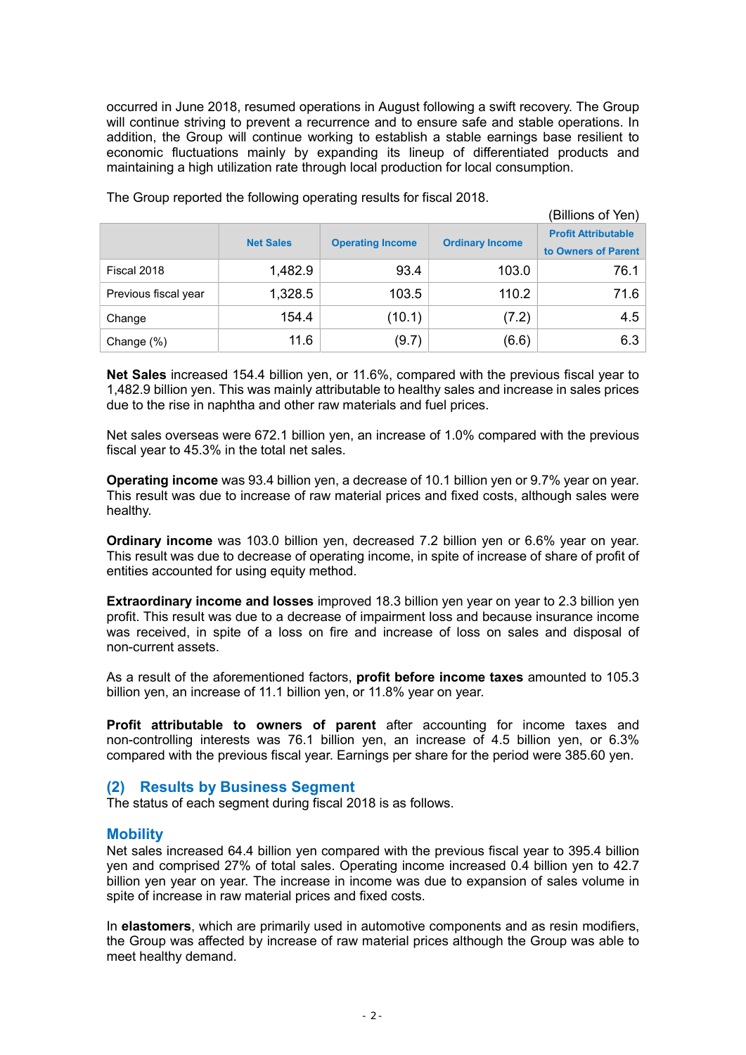occurred in June 2018, resumed operations in August following a swift recovery. The Group will continue striving to prevent a recurrence and to ensure safe and stable operations. In addition, the Group will continue working to establish a stable earnings base resilient to economic fluctuations mainly by expanding its lineup of differentiated products and maintaining a high utilization rate through local production for local consumption.

The Group reported the following operating results for fiscal 2018.

(Billions of Yen)

| | Net Sales | Operating Income | Ordinary Income | Profit Attributable to Owners of Parent |
|---|---|---|---|---|
| Fiscal 2018 | 1,482.9 | 93.4 | 103.0 | 76.1 |
| Previous fiscal year | 1,328.5 | 103.5 | 110.2 | 71.6 |
| Change | 154.4 | (10.1) | (7.2) | 4.5 |
| Change (%) | 11.6 | (9.7) | (6.6) | 6.3 |

**Net Sales** increased 154.4 billion yen, or 11.6%, compared with the previous fiscal year to 1,482.9 billion yen. This was mainly attributable to healthy sales and increase in sales prices due to the rise in naphtha and other raw materials and fuel prices.

Net sales overseas were 672.1 billion yen, an increase of 1.0% compared with the previous fiscal year to 45.3% in the total net sales.

**Operating income** was 93.4 billion yen, a decrease of 10.1 billion yen or 9.7% year on year. This result was due to increase of raw material prices and fixed costs, although sales were healthy.

**Ordinary income** was 103.0 billion yen, decreased 7.2 billion yen or 6.6% year on year. This result was due to decrease of operating income, in spite of increase of share of profit of entities accounted for using equity method.

**Extraordinary income and losses** improved 18.3 billion yen year on year to 2.3 billion yen profit. This result was due to a decrease of impairment loss and because insurance income was received, in spite of a loss on fire and increase of loss on sales and disposal of non-current assets.

As a result of the aforementioned factors, **profit before income taxes** amounted to 105.3 billion yen, an increase of 11.1 billion yen, or 11.8% year on year.

**Profit attributable to owners of parent** after accounting for income taxes and non-controlling interests was 76.1 billion yen, an increase of 4.5 billion yen, or 6.3% compared with the previous fiscal year. Earnings per share for the period were 385.60 yen.

## (2) Results by Business Segment

The status of each segment during fiscal 2018 is as follows.

### Mobility

Net sales increased 64.4 billion yen compared with the previous fiscal year to 395.4 billion yen and comprised 27% of total sales. Operating income increased 0.4 billion yen to 42.7 billion yen year on year. The increase in income was due to expansion of sales volume in spite of increase in raw material prices and fixed costs.

In **elastomers**, which are primarily used in automotive components and as resin modifiers, the Group was affected by increase of raw material prices although the Group was able to meet healthy demand.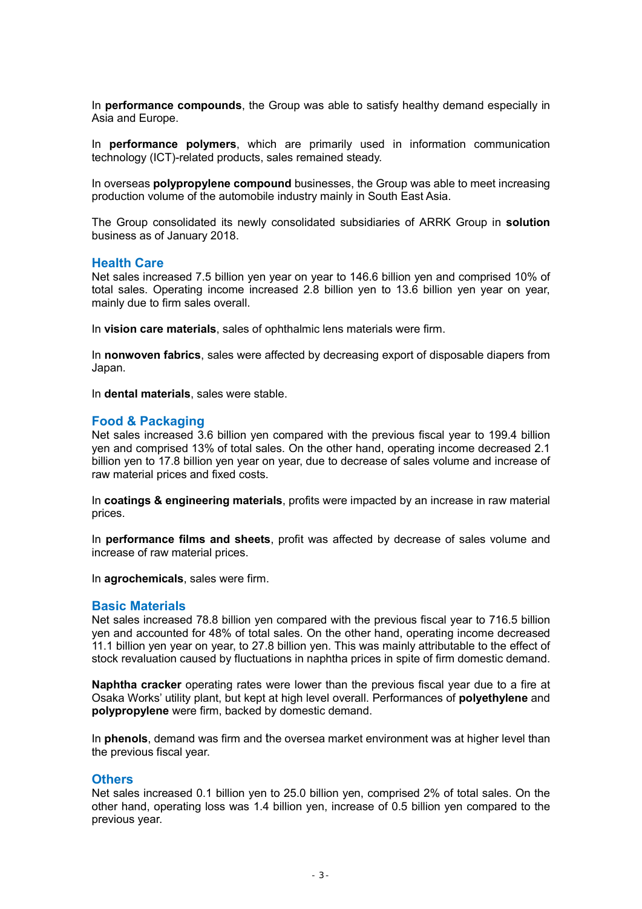In **performance compounds**, the Group was able to satisfy healthy demand especially in Asia and Europe.

In **performance polymers**, which are primarily used in information communication technology (ICT)-related products, sales remained steady.

In overseas **polypropylene compound** businesses, the Group was able to meet increasing production volume of the automobile industry mainly in South East Asia.

The Group consolidated its newly consolidated subsidiaries of ARRK Group in **solution** business as of January 2018.

## Health Care

Net sales increased 7.5 billion yen year on year to 146.6 billion yen and comprised 10% of total sales. Operating income increased 2.8 billion yen to 13.6 billion yen year on year, mainly due to firm sales overall.

In **vision care materials**, sales of ophthalmic lens materials were firm.

In **nonwoven fabrics**, sales were affected by decreasing export of disposable diapers from Japan.

In **dental materials**, sales were stable.

## Food & Packaging

Net sales increased 3.6 billion yen compared with the previous fiscal year to 199.4 billion yen and comprised 13% of total sales. On the other hand, operating income decreased 2.1 billion yen to 17.8 billion yen year on year, due to decrease of sales volume and increase of raw material prices and fixed costs.

In **coatings & engineering materials**, profits were impacted by an increase in raw material prices.

In **performance films and sheets**, profit was affected by decrease of sales volume and increase of raw material prices.

In **agrochemicals**, sales were firm.

## Basic Materials

Net sales increased 78.8 billion yen compared with the previous fiscal year to 716.5 billion yen and accounted for 48% of total sales. On the other hand, operating income decreased 11.1 billion yen year on year, to 27.8 billion yen. This was mainly attributable to the effect of stock revaluation caused by fluctuations in naphtha prices in spite of firm domestic demand.

**Naphtha cracker** operating rates were lower than the previous fiscal year due to a fire at Osaka Works' utility plant, but kept at high level overall. Performances of **polyethylene** and **polypropylene** were firm, backed by domestic demand.

In **phenols**, demand was firm and the oversea market environment was at higher level than the previous fiscal year.

## Others

Net sales increased 0.1 billion yen to 25.0 billion yen, comprised 2% of total sales. On the other hand, operating loss was 1.4 billion yen, increase of 0.5 billion yen compared to the previous year.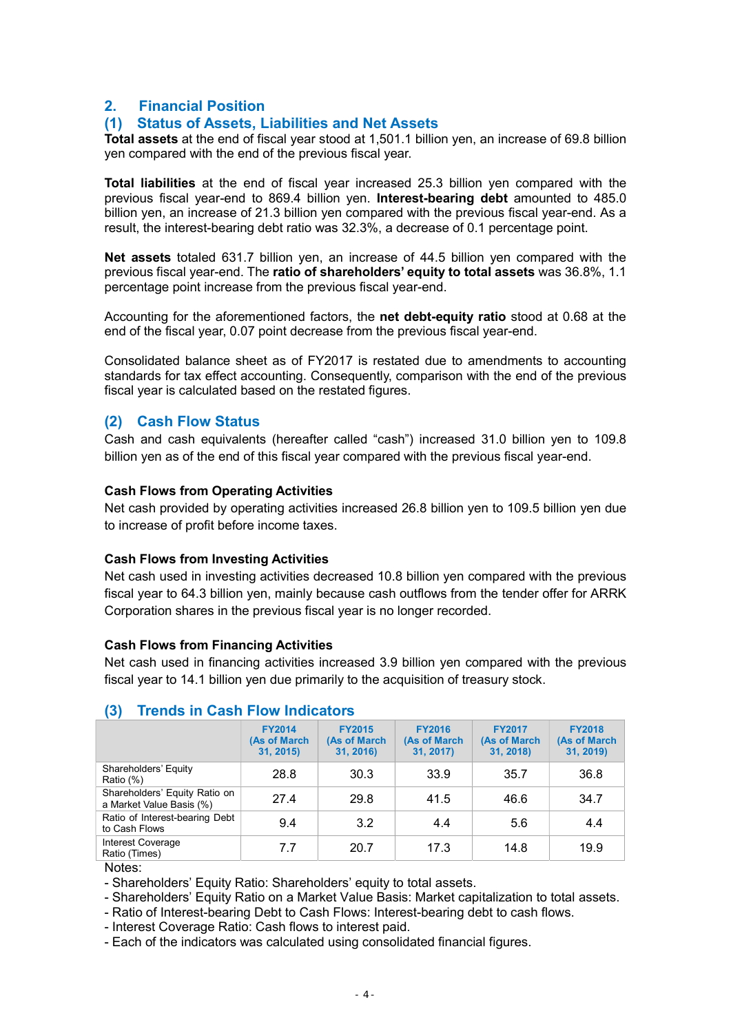## 2. Financial Position

### (1) Status of Assets, Liabilities and Net Assets

**Total assets** at the end of fiscal year stood at 1,501.1 billion yen, an increase of 69.8 billion yen compared with the end of the previous fiscal year.

**Total liabilities** at the end of fiscal year increased 25.3 billion yen compared with the previous fiscal year-end to 869.4 billion yen. **Interest-bearing debt** amounted to 485.0 billion yen, an increase of 21.3 billion yen compared with the previous fiscal year-end. As a result, the interest-bearing debt ratio was 32.3%, a decrease of 0.1 percentage point.

**Net assets** totaled 631.7 billion yen, an increase of 44.5 billion yen compared with the previous fiscal year-end. The **ratio of shareholders' equity to total assets** was 36.8%, 1.1 percentage point increase from the previous fiscal year-end.

Accounting for the aforementioned factors, the **net debt-equity ratio** stood at 0.68 at the end of the fiscal year, 0.07 point decrease from the previous fiscal year-end.

Consolidated balance sheet as of FY2017 is restated due to amendments to accounting standards for tax effect accounting. Consequently, comparison with the end of the previous fiscal year is calculated based on the restated figures.

### (2) Cash Flow Status

Cash and cash equivalents (hereafter called "cash") increased 31.0 billion yen to 109.8 billion yen as of the end of this fiscal year compared with the previous fiscal year-end.

**Cash Flows from Operating Activities**

Net cash provided by operating activities increased 26.8 billion yen to 109.5 billion yen due to increase of profit before income taxes.

**Cash Flows from Investing Activities**

Net cash used in investing activities decreased 10.8 billion yen compared with the previous fiscal year to 64.3 billion yen, mainly because cash outflows from the tender offer for ARRK Corporation shares in the previous fiscal year is no longer recorded.

**Cash Flows from Financing Activities**

Net cash used in financing activities increased 3.9 billion yen compared with the previous fiscal year to 14.1 billion yen due primarily to the acquisition of treasury stock.

### (3) Trends in Cash Flow Indicators

| | FY2014 (As of March 31, 2015) | FY2015 (As of March 31, 2016) | FY2016 (As of March 31, 2017) | FY2017 (As of March 31, 2018) | FY2018 (As of March 31, 2019) |
|---|---|---|---|---|---|
| Shareholders' Equity Ratio (%) | 28.8 | 30.3 | 33.9 | 35.7 | 36.8 |
| Shareholders' Equity Ratio on a Market Value Basis (%) | 27.4 | 29.8 | 41.5 | 46.6 | 34.7 |
| Ratio of Interest-bearing Debt to Cash Flows | 9.4 | 3.2 | 4.4 | 5.6 | 4.4 |
| Interest Coverage Ratio (Times) | 7.7 | 20.7 | 17.3 | 14.8 | 19.9 |

Notes:
- Shareholders' Equity Ratio: Shareholders' equity to total assets.
- Shareholders' Equity Ratio on a Market Value Basis: Market capitalization to total assets.
- Ratio of Interest-bearing Debt to Cash Flows: Interest-bearing debt to cash flows.
- Interest Coverage Ratio: Cash flows to interest paid.
- Each of the indicators was calculated using consolidated financial figures.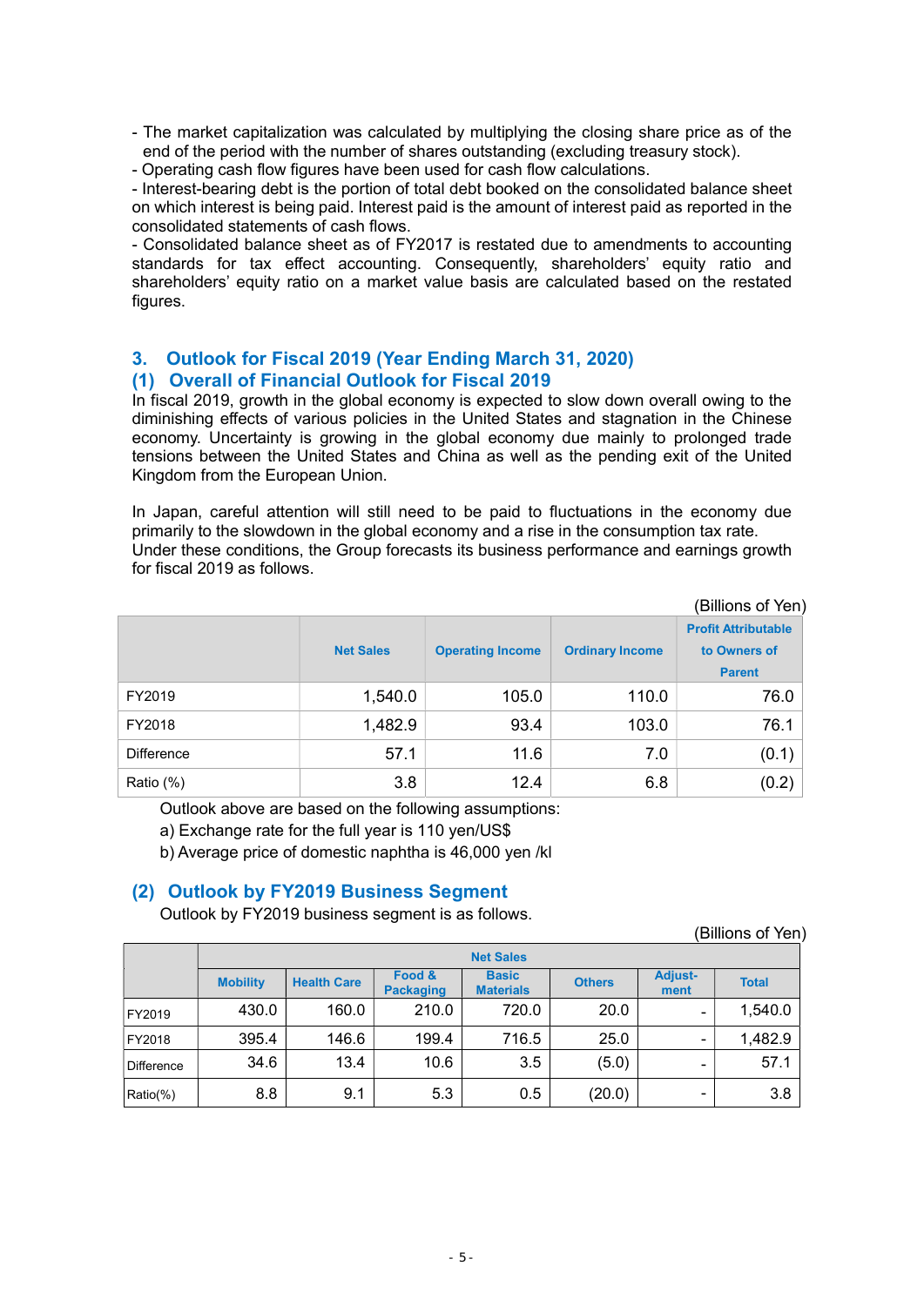- The market capitalization was calculated by multiplying the closing share price as of the end of the period with the number of shares outstanding (excluding treasury stock).
- Operating cash flow figures have been used for cash flow calculations.
- Interest-bearing debt is the portion of total debt booked on the consolidated balance sheet on which interest is being paid. Interest paid is the amount of interest paid as reported in the consolidated statements of cash flows.
- Consolidated balance sheet as of FY2017 is restated due to amendments to accounting standards for tax effect accounting. Consequently, shareholders' equity ratio and shareholders' equity ratio on a market value basis are calculated based on the restated figures.

## 3. Outlook for Fiscal 2019 (Year Ending March 31, 2020)

### (1) Overall of Financial Outlook for Fiscal 2019

In fiscal 2019, growth in the global economy is expected to slow down overall owing to the diminishing effects of various policies in the United States and stagnation in the Chinese economy. Uncertainty is growing in the global economy due mainly to prolonged trade tensions between the United States and China as well as the pending exit of the United Kingdom from the European Union.

In Japan, careful attention will still need to be paid to fluctuations in the economy due primarily to the slowdown in the global economy and a rise in the consumption tax rate. Under these conditions, the Group forecasts its business performance and earnings growth for fiscal 2019 as follows.

(Billions of Yen)

| | Net Sales | Operating Income | Ordinary Income | Profit Attributable to Owners of Parent |
|---|---|---|---|---|
| FY2019 | 1,540.0 | 105.0 | 110.0 | 76.0 |
| FY2018 | 1,482.9 | 93.4 | 103.0 | 76.1 |
| Difference | 57.1 | 11.6 | 7.0 | (0.1) |
| Ratio (%) | 3.8 | 12.4 | 6.8 | (0.2) |

Outlook above are based on the following assumptions:

a) Exchange rate for the full year is 110 yen/US$

b) Average price of domestic naphtha is 46,000 yen /kl

### (2) Outlook by FY2019 Business Segment

Outlook by FY2019 business segment is as follows.

(Billions of Yen)

| | Net Sales | | | | | | |
|---|---|---|---|---|---|---|---|
| | Mobility | Health Care | Food & Packaging | Basic Materials | Others | Adjust-ment | Total |
| FY2019 | 430.0 | 160.0 | 210.0 | 720.0 | 20.0 | - | 1,540.0 |
| FY2018 | 395.4 | 146.6 | 199.4 | 716.5 | 25.0 | - | 1,482.9 |
| Difference | 34.6 | 13.4 | 10.6 | 3.5 | (5.0) | - | 57.1 |
| Ratio(%) | 8.8 | 9.1 | 5.3 | 0.5 | (20.0) | - | 3.8 |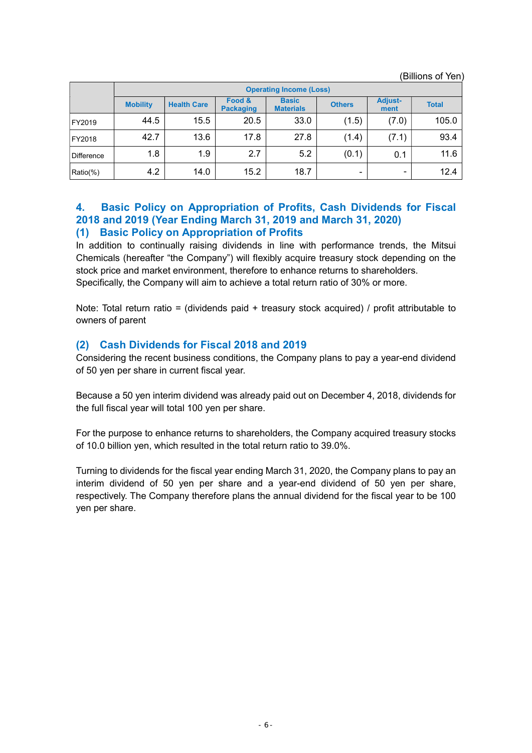(Billions of Yen)

| | Operating Income (Loss) | | | | | | |
|---|---|---|---|---|---|---|---|
| | Mobility | Health Care | Food & Packaging | Basic Materials | Others | Adjust-ment | Total |
| FY2019 | 44.5 | 15.5 | 20.5 | 33.0 | (1.5) | (7.0) | 105.0 |
| FY2018 | 42.7 | 13.6 | 17.8 | 27.8 | (1.4) | (7.1) | 93.4 |
| Difference | 1.8 | 1.9 | 2.7 | 5.2 | (0.1) | 0.1 | 11.6 |
| Ratio(%) | 4.2 | 14.0 | 15.2 | 18.7 | - | - | 12.4 |

## 4. Basic Policy on Appropriation of Profits, Cash Dividends for Fiscal 2018 and 2019 (Year Ending March 31, 2019 and March 31, 2020)

### (1) Basic Policy on Appropriation of Profits

In addition to continually raising dividends in line with performance trends, the Mitsui Chemicals (hereafter "the Company") will flexibly acquire treasury stock depending on the stock price and market environment, therefore to enhance returns to shareholders. Specifically, the Company will aim to achieve a total return ratio of 30% or more.

Note: Total return ratio = (dividends paid + treasury stock acquired) / profit attributable to owners of parent

### (2) Cash Dividends for Fiscal 2018 and 2019

Considering the recent business conditions, the Company plans to pay a year-end dividend of 50 yen per share in current fiscal year.

Because a 50 yen interim dividend was already paid out on December 4, 2018, dividends for the full fiscal year will total 100 yen per share.

For the purpose to enhance returns to shareholders, the Company acquired treasury stocks of 10.0 billion yen, which resulted in the total return ratio to 39.0%.

Turning to dividends for the fiscal year ending March 31, 2020, the Company plans to pay an interim dividend of 50 yen per share and a year-end dividend of 50 yen per share, respectively. The Company therefore plans the annual dividend for the fiscal year to be 100 yen per share.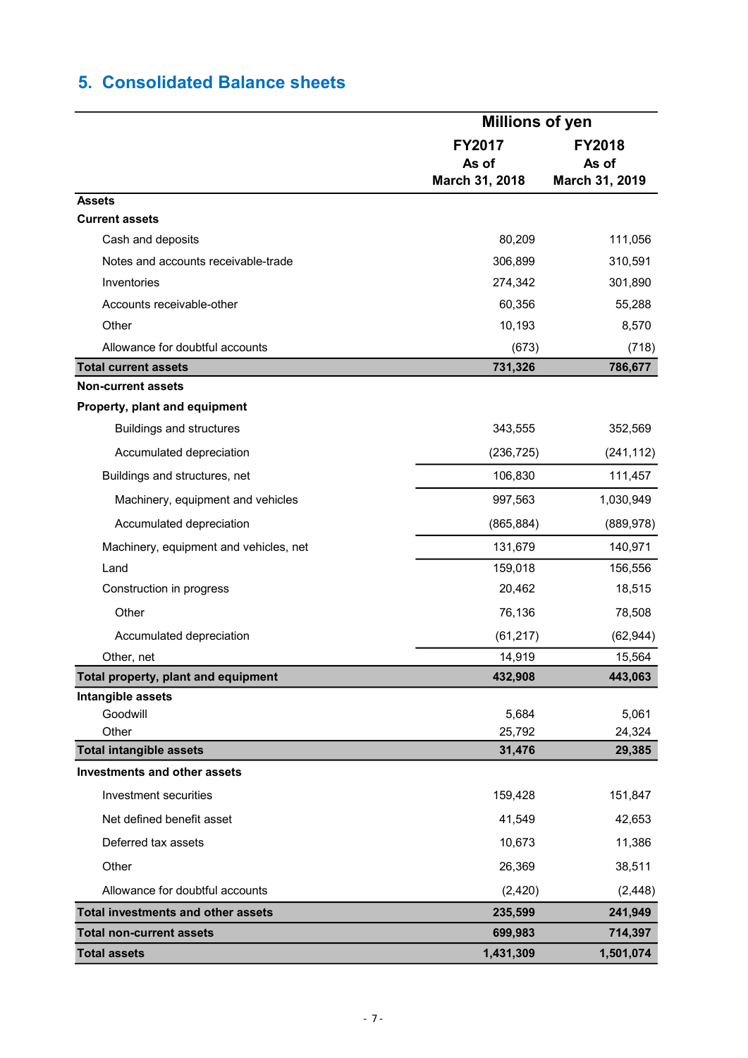## 5. Consolidated Balance sheets

| | Millions of yen | |
|---|---|---|
| | FY2017<br>As of<br>March 31, 2018 | FY2018<br>As of<br>March 31, 2019 |
| **Assets** | | |
| **Current assets** | | |
| Cash and deposits | 80,209 | 111,056 |
| Notes and accounts receivable-trade | 306,899 | 310,591 |
| Inventories | 274,342 | 301,890 |
| Accounts receivable-other | 60,356 | 55,288 |
| Other | 10,193 | 8,570 |
| Allowance for doubtful accounts | (673) | (718) |
| **Total current assets** | **731,326** | **786,677** |
| **Non-current assets** | | |
| **Property, plant and equipment** | | |
| Buildings and structures | 343,555 | 352,569 |
| Accumulated depreciation | (236,725) | (241,112) |
| Buildings and structures, net | 106,830 | 111,457 |
| Machinery, equipment and vehicles | 997,563 | 1,030,949 |
| Accumulated depreciation | (865,884) | (889,978) |
| Machinery, equipment and vehicles, net | 131,679 | 140,971 |
| Land | 159,018 | 156,556 |
| Construction in progress | 20,462 | 18,515 |
| Other | 76,136 | 78,508 |
| Accumulated depreciation | (61,217) | (62,944) |
| Other, net | 14,919 | 15,564 |
| **Total property, plant and equipment** | **432,908** | **443,063** |
| **Intangible assets** | | |
| Goodwill | 5,684 | 5,061 |
| Other | 25,792 | 24,324 |
| **Total intangible assets** | **31,476** | **29,385** |
| **Investments and other assets** | | |
| Investment securities | 159,428 | 151,847 |
| Net defined benefit asset | 41,549 | 42,653 |
| Deferred tax assets | 10,673 | 11,386 |
| Other | 26,369 | 38,511 |
| Allowance for doubtful accounts | (2,420) | (2,448) |
| **Total investments and other assets** | **235,599** | **241,949** |
| **Total non-current assets** | **699,983** | **714,397** |
| **Total assets** | **1,431,309** | **1,501,074** |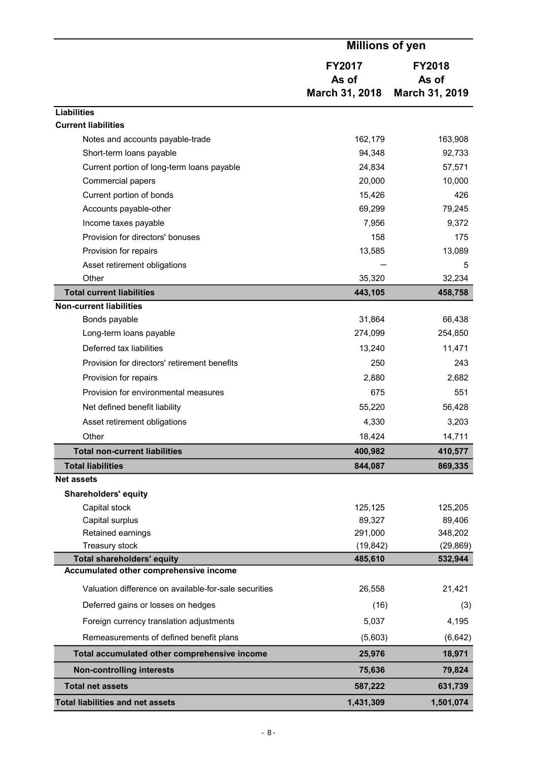| | Millions of yen | |
|---|---|---|
| | FY2017 As of March 31, 2018 | FY2018 As of March 31, 2019 |
| **Liabilities** | | |
| **Current liabilities** | | |
| Notes and accounts payable-trade | 162,179 | 163,908 |
| Short-term loans payable | 94,348 | 92,733 |
| Current portion of long-term loans payable | 24,834 | 57,571 |
| Commercial papers | 20,000 | 10,000 |
| Current portion of bonds | 15,426 | 426 |
| Accounts payable-other | 69,299 | 79,245 |
| Income taxes payable | 7,956 | 9,372 |
| Provision for directors' bonuses | 158 | 175 |
| Provision for repairs | 13,585 | 13,089 |
| Asset retirement obligations | ― | 5 |
| Other | 35,320 | 32,234 |
| **Total current liabilities** | **443,105** | **458,758** |
| **Non-current liabilities** | | |
| Bonds payable | 31,864 | 66,438 |
| Long-term loans payable | 274,099 | 254,850 |
| Deferred tax liabilities | 13,240 | 11,471 |
| Provision for directors' retirement benefits | 250 | 243 |
| Provision for repairs | 2,880 | 2,682 |
| Provision for environmental measures | 675 | 551 |
| Net defined benefit liability | 55,220 | 56,428 |
| Asset retirement obligations | 4,330 | 3,203 |
| Other | 18,424 | 14,711 |
| **Total non-current liabilities** | **400,982** | **410,577** |
| **Total liabilities** | **844,087** | **869,335** |
| **Net assets** | | |
| **Shareholders' equity** | | |
| Capital stock | 125,125 | 125,205 |
| Capital surplus | 89,327 | 89,406 |
| Retained earnings | 291,000 | 348,202 |
| Treasury stock | (19,842) | (29,869) |
| **Total shareholders' equity** | **485,610** | **532,944** |
| **Accumulated other comprehensive income** | | |
| Valuation difference on available-for-sale securities | 26,558 | 21,421 |
| Deferred gains or losses on hedges | (16) | (3) |
| Foreign currency translation adjustments | 5,037 | 4,195 |
| Remeasurements of defined benefit plans | (5,603) | (6,642) |
| **Total accumulated other comprehensive income** | **25,976** | **18,971** |
| **Non-controlling interests** | **75,636** | **79,824** |
| **Total net assets** | **587,222** | **631,739** |
| **Total liabilities and net assets** | **1,431,309** | **1,501,074** |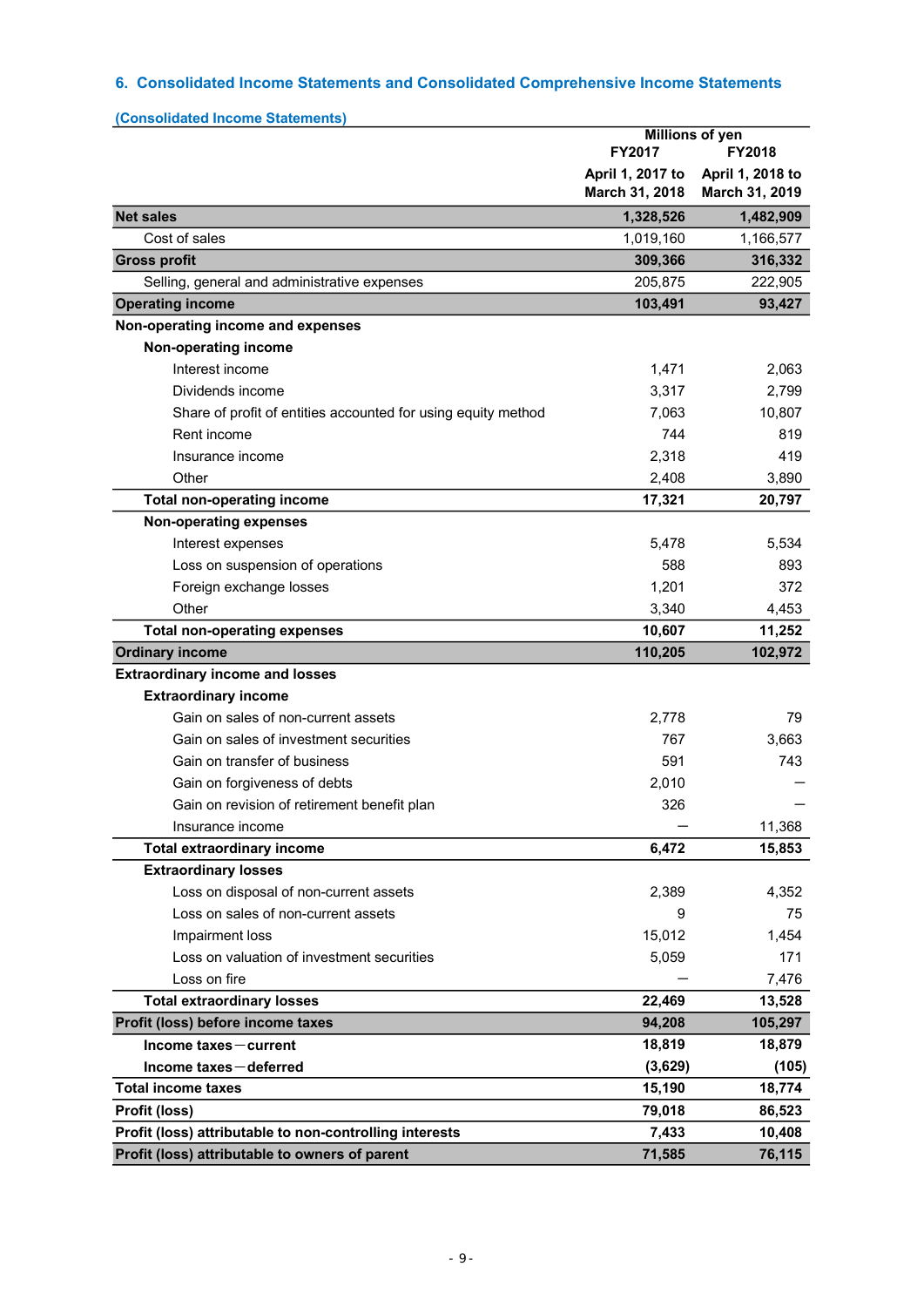## 6. Consolidated Income Statements and Consolidated Comprehensive Income Statements

### (Consolidated Income Statements)

| | Millions of yen | |
|---|---|---|
| | FY2017 | FY2018 |
| | April 1, 2017 to March 31, 2018 | April 1, 2018 to March 31, 2019 |
| **Net sales** | **1,328,526** | **1,482,909** |
| Cost of sales | 1,019,160 | 1,166,577 |
| **Gross profit** | **309,366** | **316,332** |
| Selling, general and administrative expenses | 205,875 | 222,905 |
| **Operating income** | **103,491** | **93,427** |
| **Non-operating income and expenses** | | |
| **Non-operating income** | | |
| Interest income | 1,471 | 2,063 |
| Dividends income | 3,317 | 2,799 |
| Share of profit of entities accounted for using equity method | 7,063 | 10,807 |
| Rent income | 744 | 819 |
| Insurance income | 2,318 | 419 |
| Other | 2,408 | 3,890 |
| **Total non-operating income** | **17,321** | **20,797** |
| **Non-operating expenses** | | |
| Interest expenses | 5,478 | 5,534 |
| Loss on suspension of operations | 588 | 893 |
| Foreign exchange losses | 1,201 | 372 |
| Other | 3,340 | 4,453 |
| **Total non-operating expenses** | **10,607** | **11,252** |
| **Ordinary income** | **110,205** | **102,972** |
| **Extraordinary income and losses** | | |
| **Extraordinary income** | | |
| Gain on sales of non-current assets | 2,778 | 79 |
| Gain on sales of investment securities | 767 | 3,663 |
| Gain on transfer of business | 591 | 743 |
| Gain on forgiveness of debts | 2,010 | ― |
| Gain on revision of retirement benefit plan | 326 | ― |
| Insurance income | ― | 11,368 |
| **Total extraordinary income** | **6,472** | **15,853** |
| **Extraordinary losses** | | |
| Loss on disposal of non-current assets | 2,389 | 4,352 |
| Loss on sales of non-current assets | 9 | 75 |
| Impairment loss | 15,012 | 1,454 |
| Loss on valuation of investment securities | 5,059 | 171 |
| Loss on fire | ― | 7,476 |
| **Total extraordinary losses** | **22,469** | **13,528** |
| **Profit (loss) before income taxes** | **94,208** | **105,297** |
| **Income taxes－current** | **18,819** | **18,879** |
| **Income taxes－deferred** | **(3,629)** | **(105)** |
| **Total income taxes** | **15,190** | **18,774** |
| **Profit (loss)** | **79,018** | **86,523** |
| **Profit (loss) attributable to non-controlling interests** | **7,433** | **10,408** |
| **Profit (loss) attributable to owners of parent** | **71,585** | **76,115** |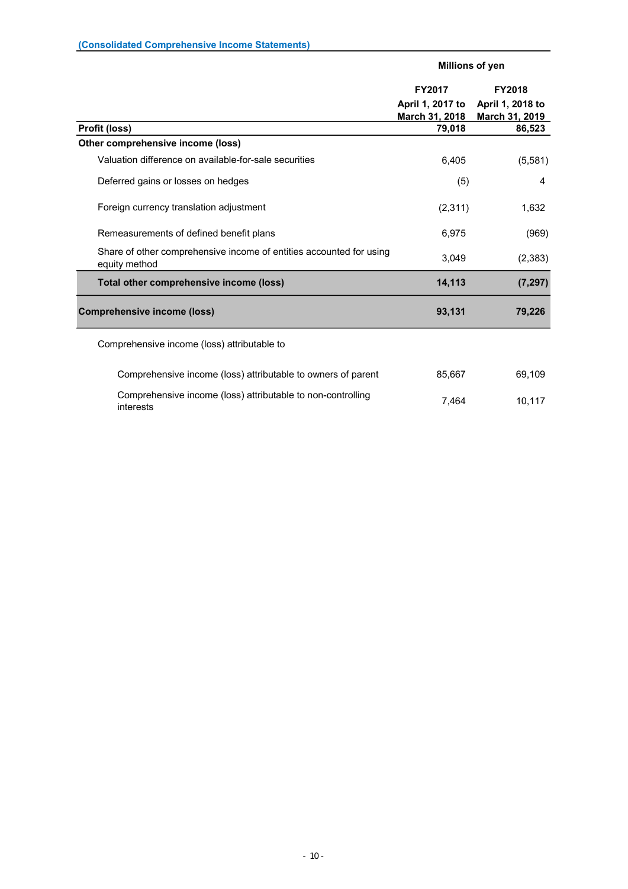### (Consolidated Comprehensive Income Statements)

| | Millions of yen | |
|---|---|---|
| | FY2017<br>April 1, 2017 to March 31, 2018 | FY2018<br>April 1, 2018 to March 31, 2019 |
| **Profit (loss)** | **79,018** | **86,523** |
| **Other comprehensive income (loss)** | | |
| Valuation difference on available-for-sale securities | 6,405 | (5,581) |
| Deferred gains or losses on hedges | (5) | 4 |
| Foreign currency translation adjustment | (2,311) | 1,632 |
| Remeasurements of defined benefit plans | 6,975 | (969) |
| Share of other comprehensive income of entities accounted for using equity method | 3,049 | (2,383) |
| **Total other comprehensive income (loss)** | **14,113** | **(7,297)** |
| **Comprehensive income (loss)** | **93,131** | **79,226** |
| Comprehensive income (loss) attributable to | | |
| Comprehensive income (loss) attributable to owners of parent | 85,667 | 69,109 |
| Comprehensive income (loss) attributable to non-controlling interests | 7,464 | 10,117 |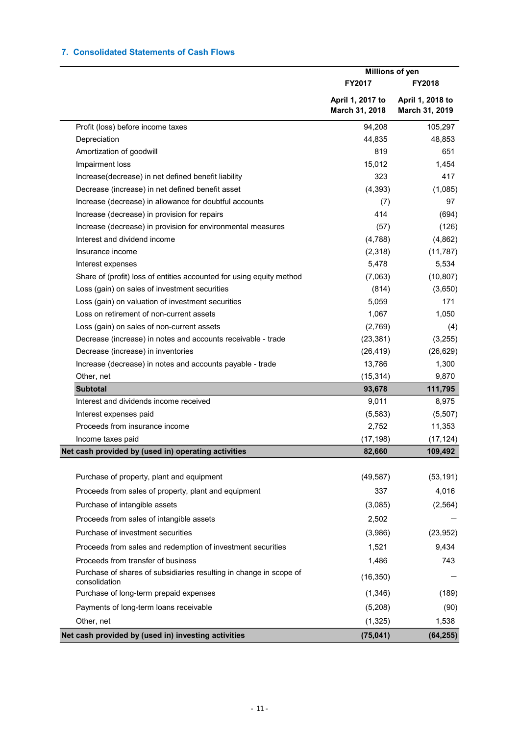## 7. Consolidated Statements of Cash Flows

| | Millions of yen | |
|---|---|---|
| | FY2017 | FY2018 |
| | April 1, 2017 to March 31, 2018 | April 1, 2018 to March 31, 2019 |
| Profit (loss) before income taxes | 94,208 | 105,297 |
| Depreciation | 44,835 | 48,853 |
| Amortization of goodwill | 819 | 651 |
| Impairment loss | 15,012 | 1,454 |
| Increase(decrease) in net defined benefit liability | 323 | 417 |
| Decrease (increase) in net defined benefit asset | (4,393) | (1,085) |
| Increase (decrease) in allowance for doubtful accounts | (7) | 97 |
| Increase (decrease) in provision for repairs | 414 | (694) |
| Increase (decrease) in provision for environmental measures | (57) | (126) |
| Interest and dividend income | (4,788) | (4,862) |
| Insurance income | (2,318) | (11,787) |
| Interest expenses | 5,478 | 5,534 |
| Share of (profit) loss of entities accounted for using equity method | (7,063) | (10,807) |
| Loss (gain) on sales of investment securities | (814) | (3,650) |
| Loss (gain) on valuation of investment securities | 5,059 | 171 |
| Loss on retirement of non-current assets | 1,067 | 1,050 |
| Loss (gain) on sales of non-current assets | (2,769) | (4) |
| Decrease (increase) in notes and accounts receivable - trade | (23,381) | (3,255) |
| Decrease (increase) in inventories | (26,419) | (26,629) |
| Increase (decrease) in notes and accounts payable - trade | 13,786 | 1,300 |
| Other, net | (15,314) | 9,870 |
| **Subtotal** | **93,678** | **111,795** |
| Interest and dividends income received | 9,011 | 8,975 |
| Interest expenses paid | (5,583) | (5,507) |
| Proceeds from insurance income | 2,752 | 11,353 |
| Income taxes paid | (17,198) | (17,124) |
| **Net cash provided by (used in) operating activities** | **82,660** | **109,492** |
| Purchase of property, plant and equipment | (49,587) | (53,191) |
| Proceeds from sales of property, plant and equipment | 337 | 4,016 |
| Purchase of intangible assets | (3,085) | (2,564) |
| Proceeds from sales of intangible assets | 2,502 | — |
| Purchase of investment securities | (3,986) | (23,952) |
| Proceeds from sales and redemption of investment securities | 1,521 | 9,434 |
| Proceeds from transfer of business | 1,486 | 743 |
| Purchase of shares of subsidiaries resulting in change in scope of consolidation | (16,350) | — |
| Purchase of long-term prepaid expenses | (1,346) | (189) |
| Payments of long-term loans receivable | (5,208) | (90) |
| Other, net | (1,325) | 1,538 |
| **Net cash provided by (used in) investing activities** | **(75,041)** | **(64,255)** |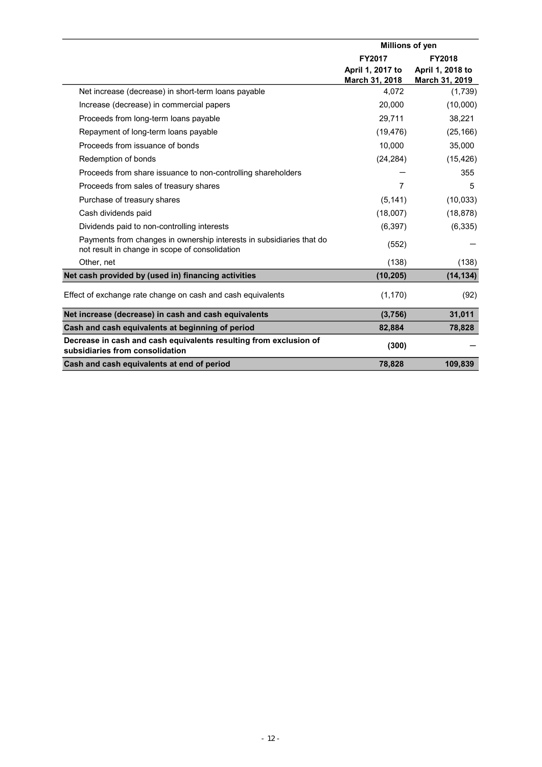| | Millions of yen | |
|---|---|---|
| | FY2017<br>April 1, 2017 to<br>March 31, 2018 | FY2018<br>April 1, 2018 to<br>March 31, 2019 |
| Net increase (decrease) in short-term loans payable | 4,072 | (1,739) |
| Increase (decrease) in commercial papers | 20,000 | (10,000) |
| Proceeds from long-term loans payable | 29,711 | 38,221 |
| Repayment of long-term loans payable | (19,476) | (25,166) |
| Proceeds from issuance of bonds | 10,000 | 35,000 |
| Redemption of bonds | (24,284) | (15,426) |
| Proceeds from share issuance to non-controlling shareholders | — | 355 |
| Proceeds from sales of treasury shares | 7 | 5 |
| Purchase of treasury shares | (5,141) | (10,033) |
| Cash dividends paid | (18,007) | (18,878) |
| Dividends paid to non-controlling interests | (6,397) | (6,335) |
| Payments from changes in ownership interests in subsidiaries that do not result in change in scope of consolidation | (552) | — |
| Other, net | (138) | (138) |
| **Net cash provided by (used in) financing activities** | **(10,205)** | **(14,134)** |
| Effect of exchange rate change on cash and cash equivalents | (1,170) | (92) |
| **Net increase (decrease) in cash and cash equivalents** | **(3,756)** | **31,011** |
| **Cash and cash equivalents at beginning of period** | **82,884** | **78,828** |
| **Decrease in cash and cash equivalents resulting from exclusion of subsidiaries from consolidation** | **(300)** | — |
| **Cash and cash equivalents at end of period** | **78,828** | **109,839** |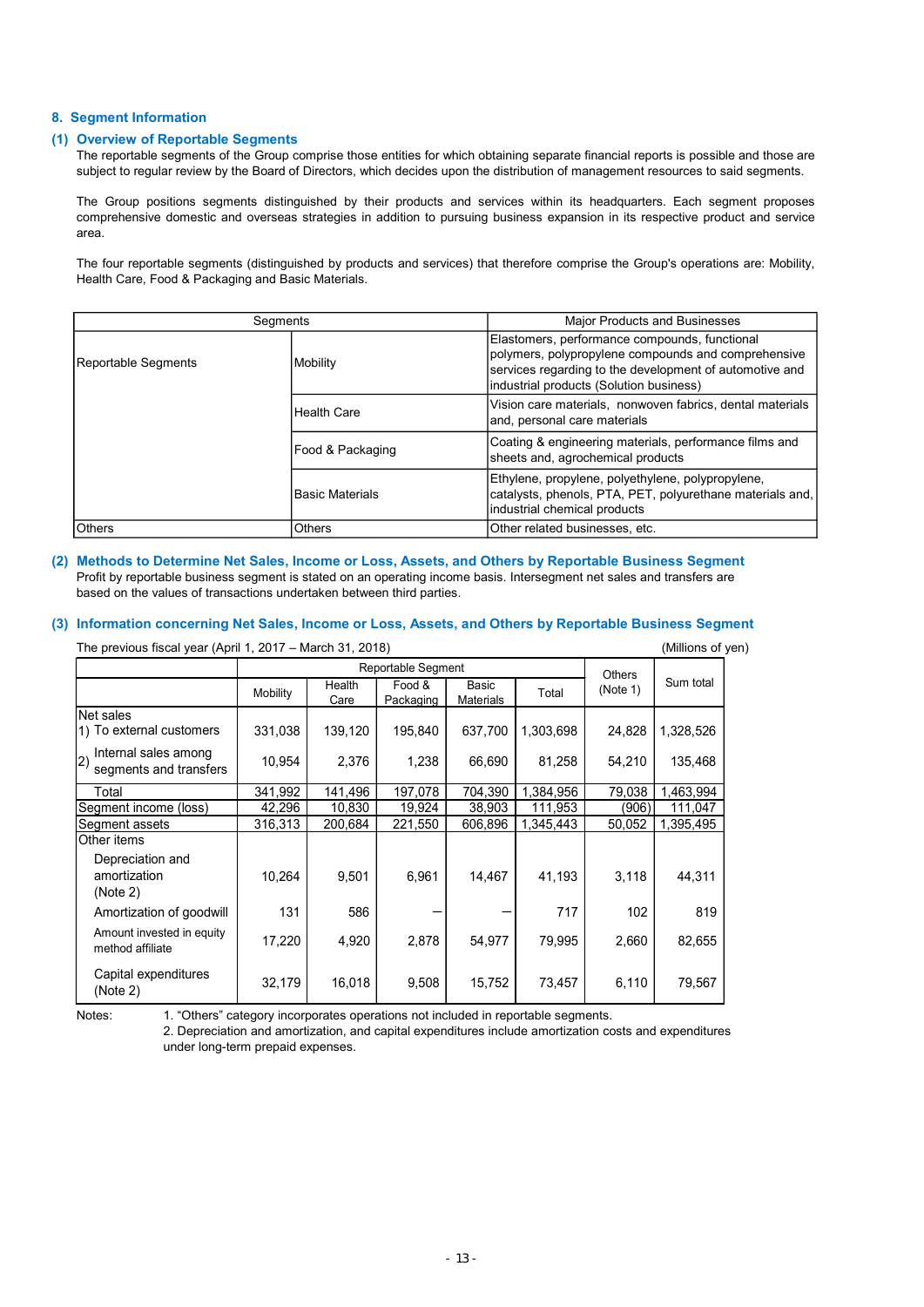## 8. Segment Information

### (1) Overview of Reportable Segments

The reportable segments of the Group comprise those entities for which obtaining separate financial reports is possible and those are subject to regular review by the Board of Directors, which decides upon the distribution of management resources to said segments.

The Group positions segments distinguished by their products and services within its headquarters. Each segment proposes comprehensive domestic and overseas strategies in addition to pursuing business expansion in its respective product and service area.

The four reportable segments (distinguished by products and services) that therefore comprise the Group's operations are: Mobility, Health Care, Food & Packaging and Basic Materials.

| Segments | | Major Products and Businesses |
|---|---|---|
| Reportable Segments | Mobility | Elastomers, performance compounds, functional polymers, polypropylene compounds and comprehensive services regarding to the development of automotive and industrial products (Solution business) |
| | Health Care | Vision care materials, nonwoven fabrics, dental materials and, personal care materials |
| | Food & Packaging | Coating & engineering materials, performance films and sheets and, agrochemical products |
| | Basic Materials | Ethylene, propylene, polyethylene, polypropylene, catalysts, phenols, PTA, PET, polyurethane materials and, industrial chemical products |
| Others | Others | Other related businesses, etc. |

### (2) Methods to Determine Net Sales, Income or Loss, Assets, and Others by Reportable Business Segment

Profit by reportable business segment is stated on an operating income basis. Intersegment net sales and transfers are based on the values of transactions undertaken between third parties.

### (3) Information concerning Net Sales, Income or Loss, Assets, and Others by Reportable Business Segment

The previous fiscal year (April 1, 2017 – March 31, 2018) (Millions of yen)

| | Reportable Segment | | | | | Others (Note 1) | Sum total |
|---|---|---|---|---|---|---|---|
| | Mobility | Health Care | Food & Packaging | Basic Materials | Total | | |
| Net sales<br>1) To external customers | 331,038 | 139,120 | 195,840 | 637,700 | 1,303,698 | 24,828 | 1,328,526 |
| 2) Internal sales among segments and transfers | 10,954 | 2,376 | 1,238 | 66,690 | 81,258 | 54,210 | 135,468 |
| Total | 341,992 | 141,496 | 197,078 | 704,390 | 1,384,956 | 79,038 | 1,463,994 |
| Segment income (loss) | 42,296 | 10,830 | 19,924 | 38,903 | 111,953 | (906) | 111,047 |
| Segment assets | 316,313 | 200,684 | 221,550 | 606,896 | 1,345,443 | 50,052 | 1,395,495 |
| Other items<br>Depreciation and amortization (Note 2) | 10,264 | 9,501 | 6,961 | 14,467 | 41,193 | 3,118 | 44,311 |
| Amortization of goodwill | 131 | 586 | — | — | 717 | 102 | 819 |
| Amount invested in equity method affiliate | 17,220 | 4,920 | 2,878 | 54,977 | 79,995 | 2,660 | 82,655 |
| Capital expenditures (Note 2) | 32,179 | 16,018 | 9,508 | 15,752 | 73,457 | 6,110 | 79,567 |

Notes:
1. "Others" category incorporates operations not included in reportable segments.
2. Depreciation and amortization, and capital expenditures include amortization costs and expenditures under long-term prepaid expenses.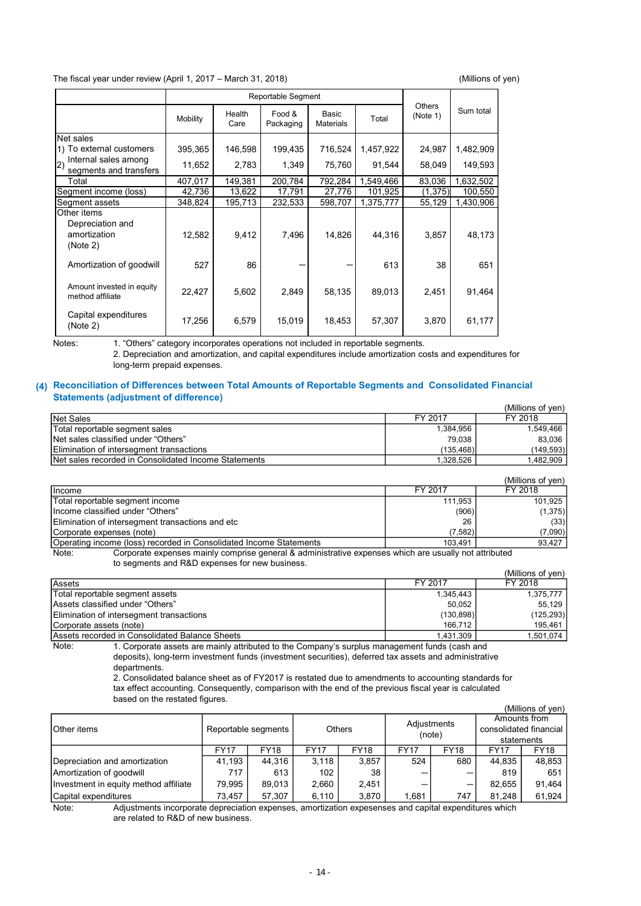The fiscal year under review (April 1, 2017 – March 31, 2018)

(Millions of yen)

| | Reportable Segment | | | | | Others (Note 1) | Sum total |
|---|---|---|---|---|---|---|---|
| | Mobility | Health Care | Food & Packaging | Basic Materials | Total | | |
| Net sales | | | | | | | |
| 1) To external customers | 395,365 | 146,598 | 199,435 | 716,524 | 1,457,922 | 24,987 | 1,482,909 |
| 2) Internal sales among segments and transfers | 11,652 | 2,783 | 1,349 | 75,760 | 91,544 | 58,049 | 149,593 |
| Total | 407,017 | 149,381 | 200,784 | 792,284 | 1,549,466 | 83,036 | 1,632,502 |
| Segment income (loss) | 42,736 | 13,622 | 17,791 | 27,776 | 101,925 | (1,375) | 100,550 |
| Segment assets | 348,824 | 195,713 | 232,533 | 598,707 | 1,375,777 | 55,129 | 1,430,906 |
| Other items | | | | | | | |
| Depreciation and amortization (Note 2) | 12,582 | 9,412 | 7,496 | 14,826 | 44,316 | 3,857 | 48,173 |
| Amortization of goodwill | 527 | 86 | ― | ― | 613 | 38 | 651 |
| Amount invested in equity method affiliate | 22,427 | 5,602 | 2,849 | 58,135 | 89,013 | 2,451 | 91,464 |
| Capital expenditures (Note 2) | 17,256 | 6,579 | 15,019 | 18,453 | 57,307 | 3,870 | 61,177 |

Notes:
1. "Others" category incorporates operations not included in reportable segments.
2. Depreciation and amortization, and capital expenditures include amortization costs and expenditures for long-term prepaid expenses.

## (4) Reconciliation of Differences between Total Amounts of Reportable Segments and Consolidated Financial Statements (adjustment of difference)

(Millions of yen)

| Net Sales | FY 2017 | FY 2018 |
|---|---|---|
| Total reportable segment sales | 1,384,956 | 1,549,466 |
| Net sales classified under "Others" | 79,038 | 83,036 |
| Elimination of intersegment transactions | (135,468) | (149,593) |
| Net sales recorded in Consolidated Income Statements | 1,328,526 | 1,482,909 |

(Millions of yen)

| Income | FY 2017 | FY 2018 |
|---|---|---|
| Total reportable segment income | 111,953 | 101,925 |
| Income classified under "Others" | (906) | (1,375) |
| Elimination of intersegment transactions and etc | 26 | (33) |
| Corporate expenses (note) | (7,582) | (7,090) |
| Operating income (loss) recorded in Consolidated Income Statements | 103,491 | 93,427 |

Note: Corporate expenses mainly comprise general & administrative expenses which are usually not attributed to segments and R&D expenses for new business.

(Millions of yen)

| Assets | FY 2017 | FY 2018 |
|---|---|---|
| Total reportable segment assets | 1,345,443 | 1,375,777 |
| Assets classified under "Others" | 50,052 | 55,129 |
| Elimination of intersegment transactions | (130,898) | (125,293) |
| Corporate assets (note) | 166,712 | 195,461 |
| Assets recorded in Consolidated Balance Sheets | 1,431,309 | 1,501,074 |

Note:
1. Corporate assets are mainly attributed to the Company's surplus management funds (cash and deposits), long-term investment funds (investment securities), deferred tax assets and administrative departments.
2. Consolidated balance sheet as of FY2017 is restated due to amendments to accounting standards for tax effect accounting. Consequently, comparison with the end of the previous fiscal year is calculated based on the restated figures.

(Millions of yen)

| Other items | Reportable segments | | Others | | Adjustments (note) | | Amounts from consolidated financial statements | |
|---|---|---|---|---|---|---|---|---|
| | FY17 | FY18 | FY17 | FY18 | FY17 | FY18 | FY17 | FY18 |
| Depreciation and amortization | 41,193 | 44,316 | 3,118 | 3,857 | 524 | 680 | 44,835 | 48,853 |
| Amortization of goodwill | 717 | 613 | 102 | 38 | ― | ― | 819 | 651 |
| Investment in equity method affiliate | 79,995 | 89,013 | 2,660 | 2,451 | ― | ― | 82,655 | 91,464 |
| Capital expenditures | 73,457 | 57,307 | 6,110 | 3,870 | 1,681 | 747 | 81,248 | 61,924 |

Note: Adjustments incorporate depreciation expenses, amortization expesenses and capital expenditures which are related to R&D of new business.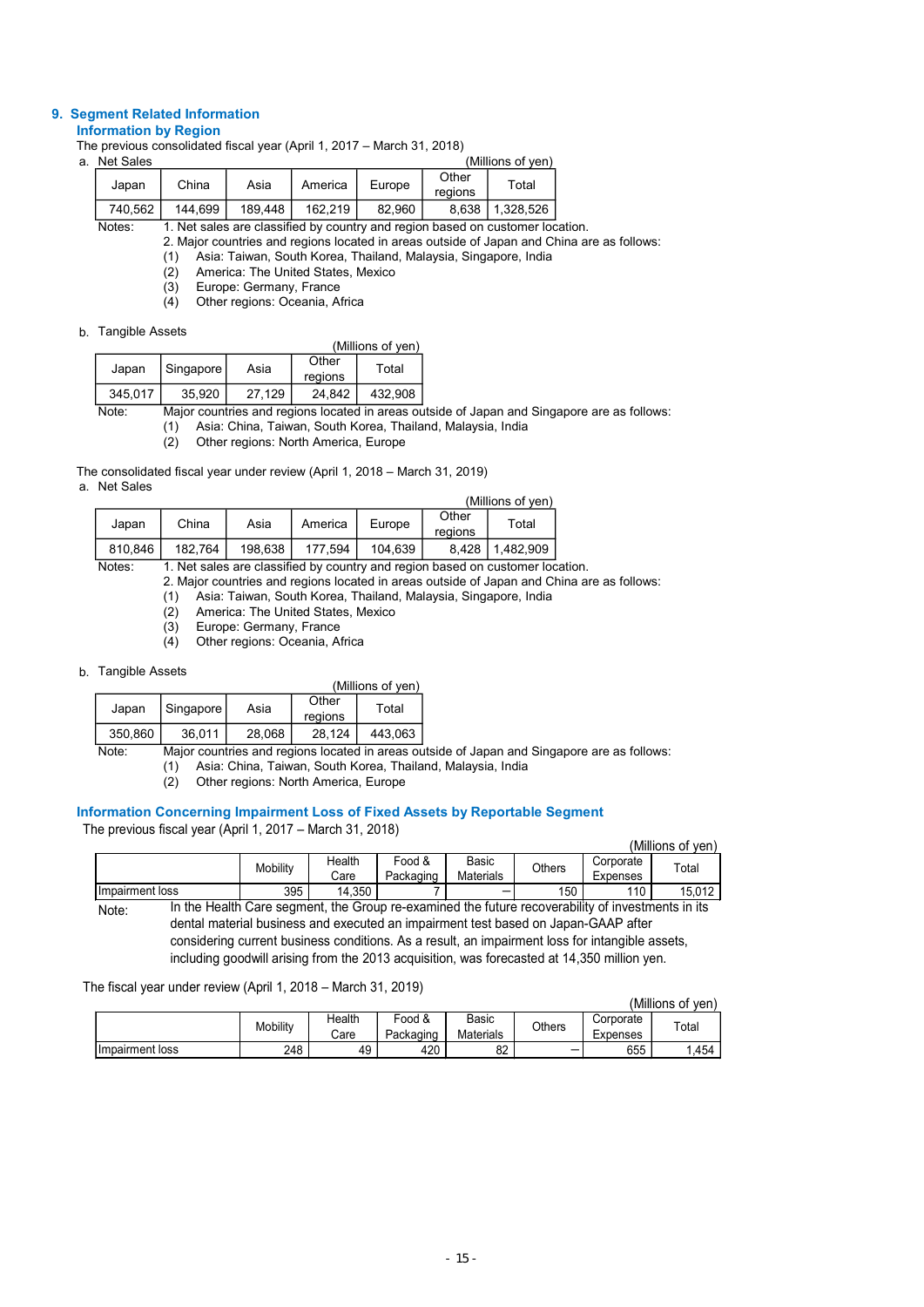## 9. Segment Related Information

### Information by Region

The previous consolidated fiscal year (April 1, 2017 – March 31, 2018)

a. Net Sales

(Millions of yen)

| Japan | China | Asia | America | Europe | Other regions | Total |
|---|---|---|---|---|---|---|
| 740,562 | 144,699 | 189,448 | 162,219 | 82,960 | 8,638 | 1,328,526 |

Notes:
1. Net sales are classified by country and region based on customer location.
2. Major countries and regions located in areas outside of Japan and China are as follows:
   (1) Asia: Taiwan, South Korea, Thailand, Malaysia, Singapore, India
   (2) America: The United States, Mexico
   (3) Europe: Germany, France
   (4) Other regions: Oceania, Africa

b. Tangible Assets

(Millions of yen)

| Japan | Singapore | Asia | Other regions | Total |
|---|---|---|---|---|
| 345,017 | 35,920 | 27,129 | 24,842 | 432,908 |

Note: Major countries and regions located in areas outside of Japan and Singapore are as follows:
(1) Asia: China, Taiwan, South Korea, Thailand, Malaysia, India
(2) Other regions: North America, Europe

The consolidated fiscal year under review (April 1, 2018 – March 31, 2019)

a. Net Sales

(Millions of yen)

| Japan | China | Asia | America | Europe | Other regions | Total |
|---|---|---|---|---|---|---|
| 810,846 | 182,764 | 198,638 | 177,594 | 104,639 | 8,428 | 1,482,909 |

Notes:
1. Net sales are classified by country and region based on customer location.
2. Major countries and regions located in areas outside of Japan and China are as follows:
   (1) Asia: Taiwan, South Korea, Thailand, Malaysia, Singapore, India
   (2) America: The United States, Mexico
   (3) Europe: Germany, France
   (4) Other regions: Oceania, Africa

b. Tangible Assets

(Millions of yen)

| Japan | Singapore | Asia | Other regions | Total |
|---|---|---|---|---|
| 350,860 | 36,011 | 28,068 | 28,124 | 443,063 |

Note: Major countries and regions located in areas outside of Japan and Singapore are as follows:
(1) Asia: China, Taiwan, South Korea, Thailand, Malaysia, India
(2) Other regions: North America, Europe

### Information Concerning Impairment Loss of Fixed Assets by Reportable Segment

The previous fiscal year (April 1, 2017 – March 31, 2018)

(Millions of yen)

| | Mobility | Health Care | Food & Packaging | Basic Materials | Others | Corporate Expenses | Total |
|---|---|---|---|---|---|---|---|
| Impairment loss | 395 | 14,350 | 7 | – | 150 | 110 | 15,012 |

Note: In the Health Care segment, the Group re-examined the future recoverability of investments in its dental material business and executed an impairment test based on Japan-GAAP after considering current business conditions. As a result, an impairment loss for intangible assets, including goodwill arising from the 2013 acquisition, was forecasted at 14,350 million yen.

The fiscal year under review (April 1, 2018 – March 31, 2019)

(Millions of yen)

| | Mobility | Health Care | Food & Packaging | Basic Materials | Others | Corporate Expenses | Total |
|---|---|---|---|---|---|---|---|
| Impairment loss | 248 | 49 | 420 | 82 | – | 655 | 1,454 |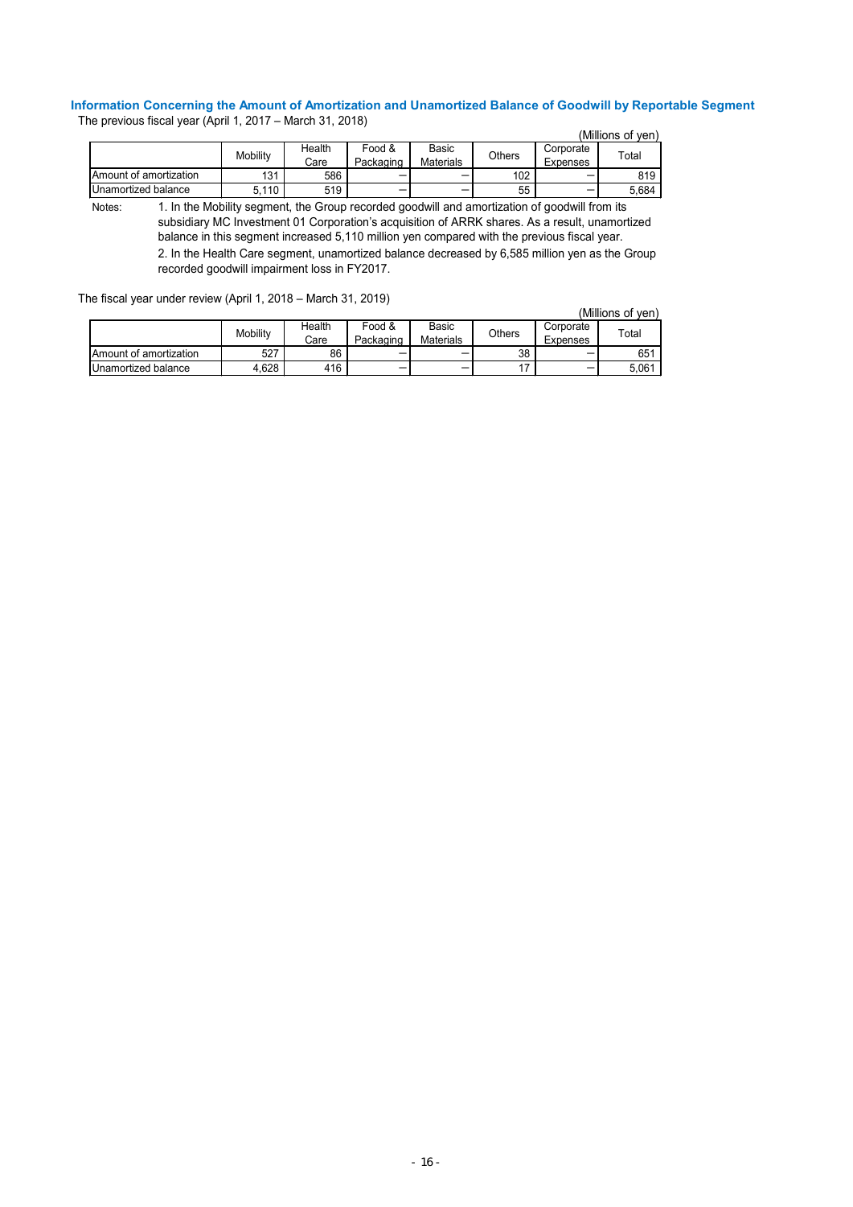### Information Concerning the Amount of Amortization and Unamortized Balance of Goodwill by Reportable Segment

The previous fiscal year (April 1, 2017 – March 31, 2018)

(Millions of yen)

| | Mobility | Health Care | Food & Packaging | Basic Materials | Others | Corporate Expenses | Total |
|---|---|---|---|---|---|---|---|
| Amount of amortization | 131 | 586 | — | — | 102 | — | 819 |
| Unamortized balance | 5,110 | 519 | — | — | 55 | — | 5,684 |

Notes:
1. In the Mobility segment, the Group recorded goodwill and amortization of goodwill from its subsidiary MC Investment 01 Corporation's acquisition of ARRK shares. As a result, unamortized balance in this segment increased 5,110 million yen compared with the previous fiscal year.
2. In the Health Care segment, unamortized balance decreased by 6,585 million yen as the Group recorded goodwill impairment loss in FY2017.

The fiscal year under review (April 1, 2018 – March 31, 2019)

(Millions of yen)

| | Mobility | Health Care | Food & Packaging | Basic Materials | Others | Corporate Expenses | Total |
|---|---|---|---|---|---|---|---|
| Amount of amortization | 527 | 86 | — | — | 38 | — | 651 |
| Unamortized balance | 4,628 | 416 | — | — | 17 | — | 5,061 |